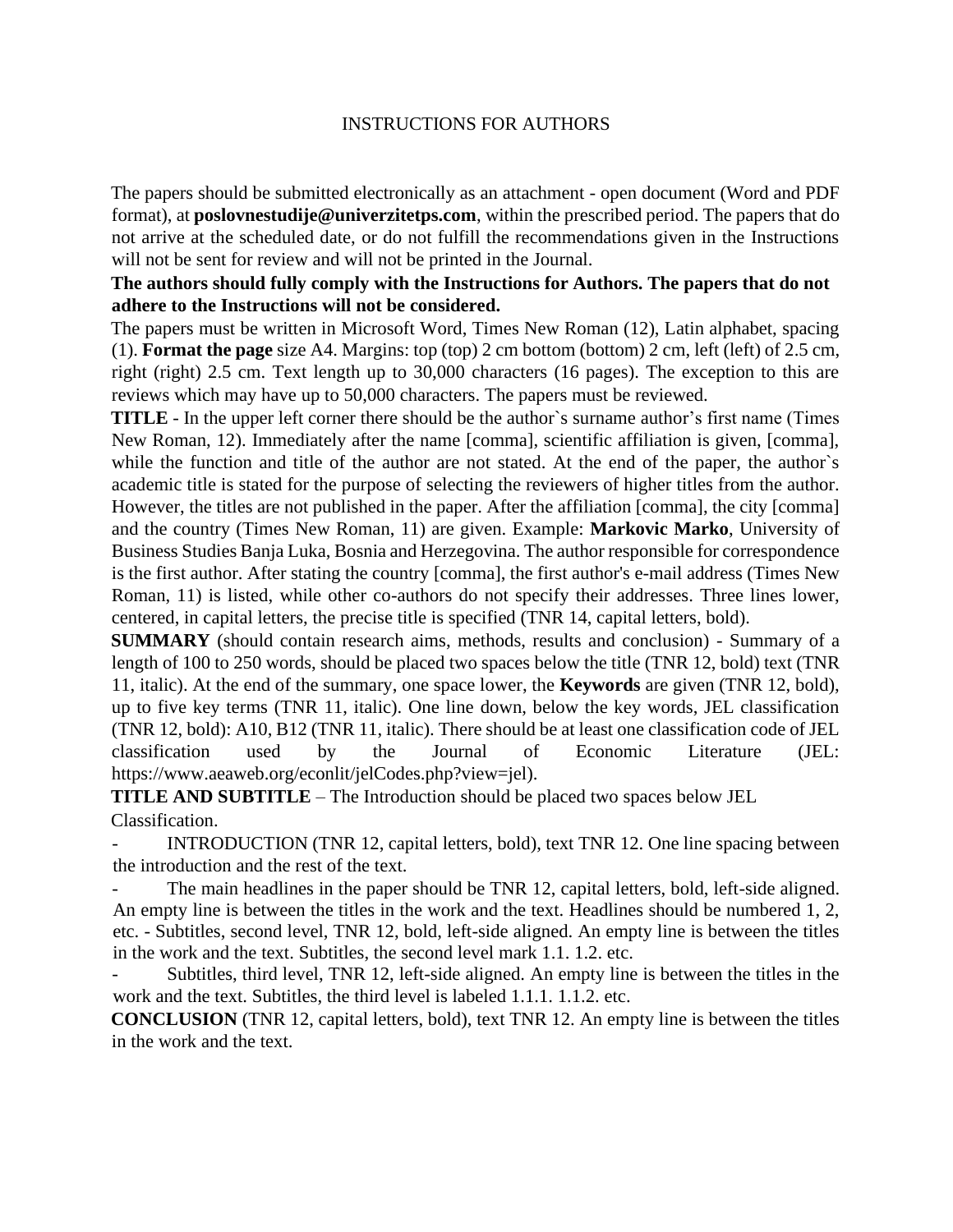# INSTRUCTIONS FOR AUTHORS

The papers should be submitted electronically as an attachment - open document (Word and PDF format), at **poslovnestudije@univerzitetps.com**, within the prescribed period. The papers that do not arrive at the scheduled date, or do not fulfill the recommendations given in the Instructions will not be sent for review and will not be printed in the Journal.

**The authors should fully comply with the Instructions for Authors. The papers that do not adhere to the Instructions will not be considered.**

The papers must be written in Microsoft Word, Times New Roman (12), Latin alphabet, spacing (1). **Format the page** size A4. Margins: top (top) 2 cm bottom (bottom) 2 cm, left (left) of 2.5 cm, right (right) 2.5 cm. Text length up to 30,000 characters (16 pages). The exception to this are reviews which may have up to 50,000 characters. The papers must be reviewed.

**TITLE** - In the upper left corner there should be the author`s surname author's first name (Times New Roman, 12). Immediately after the name [comma], scientific affiliation is given, [comma], while the function and title of the author are not stated. At the end of the paper, the author`s academic title is stated for the purpose of selecting the reviewers of higher titles from the author. However, the titles are not published in the paper. After the affiliation [comma], the city [comma] and the country (Times New Roman, 11) are given. Example: **Markovic Marko**, University of Business Studies Banja Luka, Bosnia and Herzegovina. The author responsible for correspondence is the first author. After stating the country [comma], the first author's e-mail address (Times New Roman, 11) is listed, while other co-authors do not specify their addresses. Three lines lower, centered, in capital letters, the precise title is specified (TNR 14, capital letters, bold).

**SUMMARY** (should contain research aims, methods, results and conclusion) - Summary of a length of 100 to 250 words, should be placed two spaces below the title (TNR 12, bold) text (TNR 11, italic). At the end of the summary, one space lower, the **Keywords** are given (TNR 12, bold), up to five key terms (TNR 11, italic). One line down, below the key words, JEL classification (TNR 12, bold): A10, B12 (TNR 11, italic). There should be at least one classification code of JEL classification used by the Journal of Economic Literature (JEL: https://www.aeaweb.org/econlit/jelCodes.php?view=jel).

**TITLE AND SUBTITLE** – The Introduction should be placed two spaces below JEL Classification.

- INTRODUCTION (TNR 12, capital letters, bold), text TNR 12. One line spacing between the introduction and the rest of the text.
- The main headlines in the paper should be TNR 12, capital letters, bold, left-side aligned. An empty line is between the titles in the work and the text. Headlines should be numbered 1, 2, etc. - Subtitles, second level, TNR 12, bold, left-side aligned. An empty line is between the titles in the work and the text. Subtitles, the second level mark 1.1. 1.2. etc.
- Subtitles, third level, TNR 12, left-side aligned. An empty line is between the titles in the work and the text. Subtitles, the third level is labeled 1.1.1. 1.1.2. etc.

**CONCLUSION** (TNR 12, capital letters, bold), text TNR 12. An empty line is between the titles in the work and the text.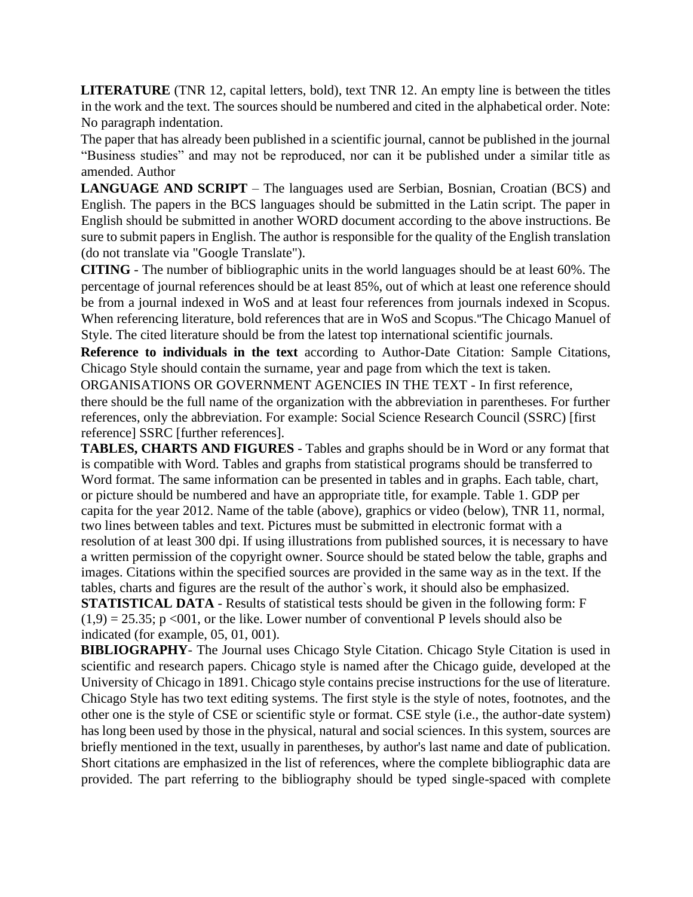**LITERATURE** (TNR 12, capital letters, bold), text TNR 12. An empty line is between the titles in the work and the text. The sources should be numbered and cited in the alphabetical order. Note: No paragraph indentation.

The paper that has already been published in a scientific journal, cannot be published in the journal "Business studies" and may not be reproduced, nor can it be published under a similar title as amended. Author

**LANGUAGE AND SCRIPT** – The languages used are Serbian, Bosnian, Croatian (BCS) and English. The papers in the BCS languages should be submitted in the Latin script. The paper in English should be submitted in another WORD document according to the above instructions. Be sure to submit papers in English. The author is responsible for the quality of the English translation (do not translate via "Google Translate").

**CITING** - The number of bibliographic units in the world languages should be at least 60%. The percentage of journal references should be at least 85%, out of which at least one reference should be from a journal indexed in WoS and at least four references from journals indexed in Scopus. When referencing literature, bold references that are in WoS and Scopus."The Chicago Manuel of Style. The cited literature should be from the latest top international scientific journals.

**Reference to individuals in the text** according to Author-Date Citation: Sample Citations, Chicago Style should contain the surname, year and page from which the text is taken.

ORGANISATIONS OR GOVERNMENT AGENCIES IN THE TEXT - In first reference, there should be the full name of the organization with the abbreviation in parentheses. For further references, only the abbreviation. For example: Social Science Research Council (SSRC) [first reference] SSRC [further references].

**TABLES, CHARTS AND FIGURES** - Tables and graphs should be in Word or any format that is compatible with Word. Tables and graphs from statistical programs should be transferred to Word format. The same information can be presented in tables and in graphs. Each table, chart, or picture should be numbered and have an appropriate title, for example. Table 1. GDP per capita for the year 2012. Name of the table (above), graphics or video (below), TNR 11, normal, two lines between tables and text. Pictures must be submitted in electronic format with a resolution of at least 300 dpi. If using illustrations from published sources, it is necessary to have a written permission of the copyright owner. Source should be stated below the table, graphs and images. Citations within the specified sources are provided in the same way as in the text. If the tables, charts and figures are the result of the author`s work, it should also be emphasized.

**STATISTICAL DATA** - Results of statistical tests should be given in the following form: $F(1,9) = 25.35$; $p <001$, or the like. Lower number of conventional P levels should also be indicated (for example, 05, 01, 001).

**BIBLIOGRAPHY**- The Journal uses Chicago Style Citation. Chicago Style Citation is used in scientific and research papers. Chicago style is named after the Chicago guide, developed at the University of Chicago in 1891. Chicago style contains precise instructions for the use of literature. Chicago Style has two text editing systems. The first style is the style of notes, footnotes, and the other one is the style of CSE or scientific style or format. CSE style (i.e., the author-date system) has long been used by those in the physical, natural and social sciences. In this system, sources are briefly mentioned in the text, usually in parentheses, by author's last name and date of publication. Short citations are emphasized in the list of references, where the complete bibliographic data are provided. The part referring to the bibliography should be typed single-spaced with complete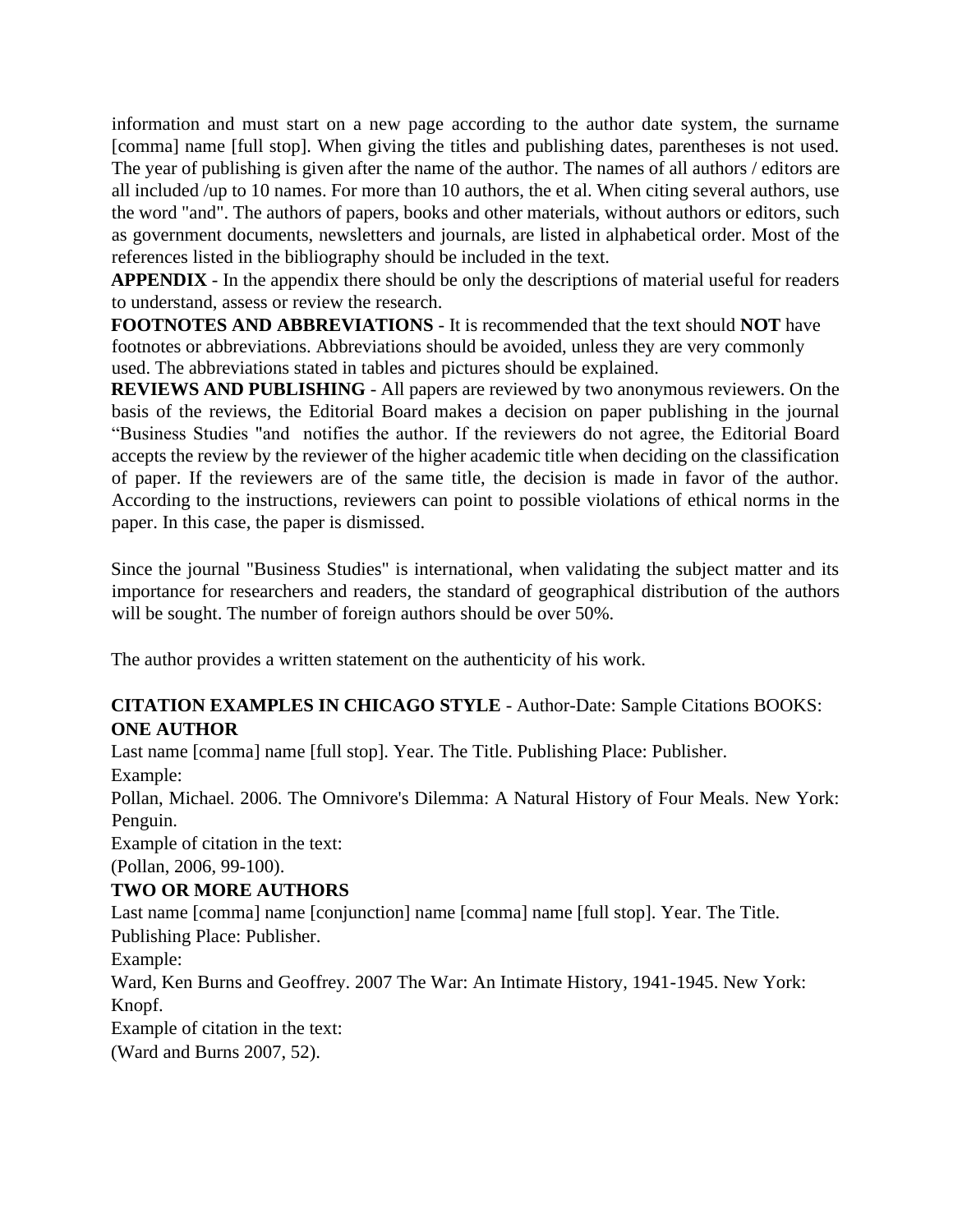information and must start on a new page according to the author date system, the surname [comma] name [full stop]. When giving the titles and publishing dates, parentheses is not used. The year of publishing is given after the name of the author. The names of all authors / editors are all included /up to 10 names. For more than 10 authors, the et al. When citing several authors, use the word "and". The authors of papers, books and other materials, without authors or editors, such as government documents, newsletters and journals, are listed in alphabetical order. Most of the references listed in the bibliography should be included in the text.

**APPENDIX** - In the appendix there should be only the descriptions of material useful for readers to understand, assess or review the research.

**FOOTNOTES AND ABBREVIATIONS** - It is recommended that the text should **NOT** have footnotes or abbreviations. Abbreviations should be avoided, unless they are very commonly used. The abbreviations stated in tables and pictures should be explained.

**REVIEWS AND PUBLISHING** - All papers are reviewed by two anonymous reviewers. On the basis of the reviews, the Editorial Board makes a decision on paper publishing in the journal "Business Studies "and notifies the author. If the reviewers do not agree, the Editorial Board accepts the review by the reviewer of the higher academic title when deciding on the classification of paper. If the reviewers are of the same title, the decision is made in favor of the author. According to the instructions, reviewers can point to possible violations of ethical norms in the paper. In this case, the paper is dismissed.

Since the journal "Business Studies" is international, when validating the subject matter and its importance for researchers and readers, the standard of geographical distribution of the authors will be sought. The number of foreign authors should be over 50%.

The author provides a written statement on the authenticity of his work.

**CITATION EXAMPLES IN CHICAGO STYLE** - Author-Date: Sample Citations BOOKS:

**ONE AUTHOR**

Last name [comma] name [full stop]. Year. The Title. Publishing Place: Publisher.

Example:

Pollan, Michael. 2006. The Omnivore's Dilemma: A Natural History of Four Meals. New York: Penguin.

Example of citation in the text:

(Pollan, 2006, 99-100).

**TWO OR MORE AUTHORS**

Last name [comma] name [conjunction] name [comma] name [full stop]. Year. The Title. Publishing Place: Publisher.

Example:

Ward, Ken Burns and Geoffrey. 2007 The War: An Intimate History, 1941-1945. New York: Knopf.

Example of citation in the text:

(Ward and Burns 2007, 52).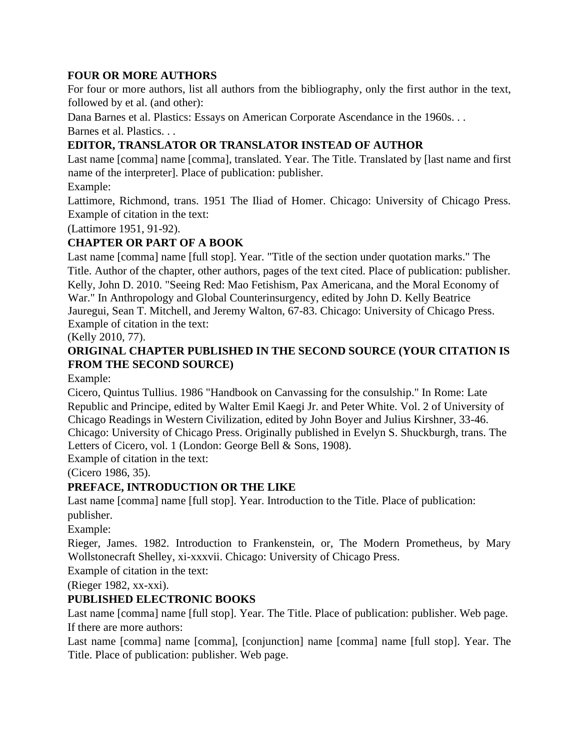### FOUR OR MORE AUTHORS

For four or more authors, list all authors from the bibliography, only the first author in the text, followed by et al. (and other):

Dana Barnes et al. Plastics: Essays on American Corporate Ascendance in the 1960s. . .

Barnes et al. Plastics. . .

### EDITOR, TRANSLATOR OR TRANSLATOR INSTEAD OF AUTHOR

Last name [comma] name [comma], translated. Year. The Title. Translated by [last name and first name of the interpreter]. Place of publication: publisher.

Example:

Lattimore, Richmond, trans. 1951 The Iliad of Homer. Chicago: University of Chicago Press. Example of citation in the text:

(Lattimore 1951, 91-92).

### CHAPTER OR PART OF A BOOK

Last name [comma] name [full stop]. Year. "Title of the section under quotation marks." The Title. Author of the chapter, other authors, pages of the text cited. Place of publication: publisher.

Kelly, John D. 2010. "Seeing Red: Mao Fetishism, Pax Americana, and the Moral Economy of War." In Anthropology and Global Counterinsurgency, edited by John D. Kelly Beatrice Jauregui, Sean T. Mitchell, and Jeremy Walton, 67-83. Chicago: University of Chicago Press. Example of citation in the text:

(Kelly 2010, 77).

### ORIGINAL CHAPTER PUBLISHED IN THE SECOND SOURCE (YOUR CITATION IS FROM THE SECOND SOURCE)

Example:

Cicero, Quintus Tullius. 1986 "Handbook on Canvassing for the consulship." In Rome: Late Republic and Principe, edited by Walter Emil Kaegi Jr. and Peter White. Vol. 2 of University of Chicago Readings in Western Civilization, edited by John Boyer and Julius Kirshner, 33-46. Chicago: University of Chicago Press. Originally published in Evelyn S. Shuckburgh, trans. The Letters of Cicero, vol. 1 (London: George Bell & Sons, 1908).

Example of citation in the text:

(Cicero 1986, 35).

### PREFACE, INTRODUCTION OR THE LIKE

Last name [comma] name [full stop]. Year. Introduction to the Title. Place of publication: publisher.

Example:

Rieger, James. 1982. Introduction to Frankenstein, or, The Modern Prometheus, by Mary Wollstonecraft Shelley, xi-xxxvii. Chicago: University of Chicago Press.

Example of citation in the text:

(Rieger 1982, xx-xxi).

### PUBLISHED ELECTRONIC BOOKS

Last name [comma] name [full stop]. Year. The Title. Place of publication: publisher. Web page.

If there are more authors:

Last name [comma] name [comma], [conjunction] name [comma] name [full stop]. Year. The Title. Place of publication: publisher. Web page.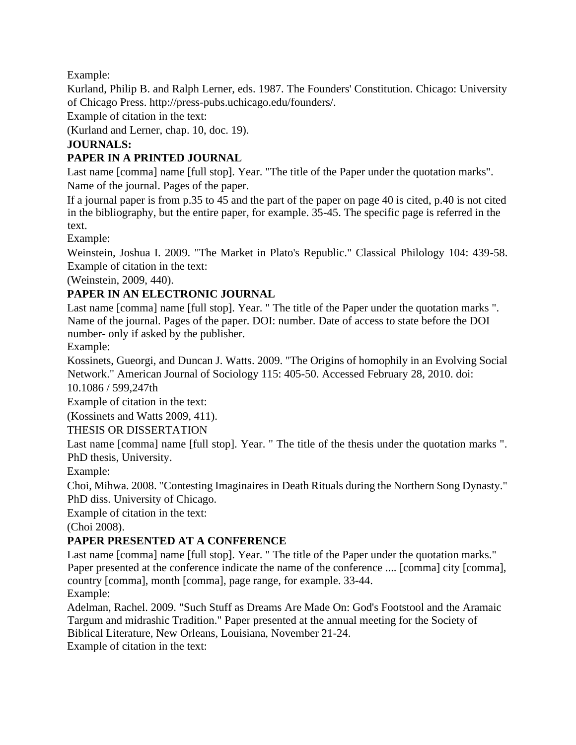Example:

Kurland, Philip B. and Ralph Lerner, eds. 1987. The Founders' Constitution. Chicago: University of Chicago Press. http://press-pubs.uchicago.edu/founders/.

Example of citation in the text:

(Kurland and Lerner, chap. 10, doc. 19).

**JOURNALS:**

**PAPER IN A PRINTED JOURNAL**

Last name [comma] name [full stop]. Year. "The title of the Paper under the quotation marks". Name of the journal. Pages of the paper.

If a journal paper is from p.35 to 45 and the part of the paper on page 40 is cited, p.40 is not cited in the bibliography, but the entire paper, for example. 35-45. The specific page is referred in the text.

Example:

Weinstein, Joshua I. 2009. "The Market in Plato's Republic." Classical Philology 104: 439-58.

Example of citation in the text:

(Weinstein, 2009, 440).

**PAPER IN AN ELECTRONIC JOURNAL**

Last name [comma] name [full stop]. Year. " The title of the Paper under the quotation marks ". Name of the journal. Pages of the paper. DOI: number. Date of access to state before the DOI number- only if asked by the publisher.

Example:

Kossinets, Gueorgi, and Duncan J. Watts. 2009. "The Origins of homophily in an Evolving Social Network." American Journal of Sociology 115: 405-50. Accessed February 28, 2010. doi: 10.1086 / 599,247th

Example of citation in the text:

(Kossinets and Watts 2009, 411).

THESIS OR DISSERTATION

Last name [comma] name [full stop]. Year. " The title of the thesis under the quotation marks ". PhD thesis, University.

Example:

Choi, Mihwa. 2008. "Contesting Imaginaires in Death Rituals during the Northern Song Dynasty." PhD diss. University of Chicago.

Example of citation in the text:

(Choi 2008).

**PAPER PRESENTED AT A CONFERENCE**

Last name [comma] name [full stop]. Year. " The title of the Paper under the quotation marks." Paper presented at the conference indicate the name of the conference .... [comma] city [comma], country [comma], month [comma], page range, for example. 33-44.

Example:

Adelman, Rachel. 2009. "Such Stuff as Dreams Are Made On: God's Footstool and the Aramaic Targum and midrashic Tradition." Paper presented at the annual meeting for the Society of Biblical Literature, New Orleans, Louisiana, November 21-24.

Example of citation in the text: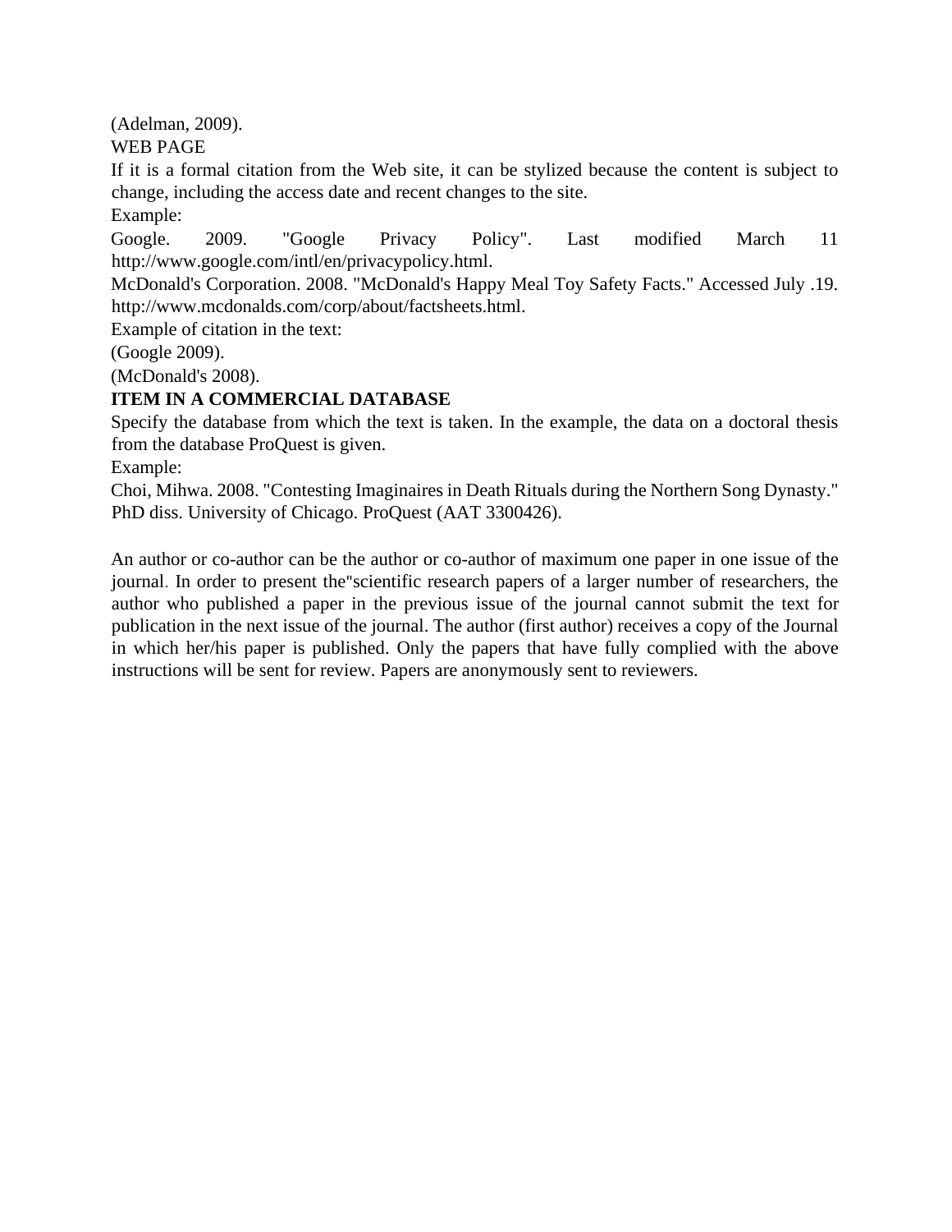(Adelman, 2009).

WEB PAGE

If it is a formal citation from the Web site, it can be stylized because the content is subject to change, including the access date and recent changes to the site.

Example:

Google. 2009. "Google Privacy Policy". Last modified March 11 http://www.google.com/intl/en/privacypolicy.html.

McDonald's Corporation. 2008. "McDonald's Happy Meal Toy Safety Facts." Accessed July .19. http://www.mcdonalds.com/corp/about/factsheets.html.

Example of citation in the text:

(Google 2009).

(McDonald's 2008).

**ITEM IN A COMMERCIAL DATABASE**

Specify the database from which the text is taken. In the example, the data on a doctoral thesis from the database ProQuest is given.

Example:

Choi, Mihwa. 2008. "Contesting Imaginaires in Death Rituals during the Northern Song Dynasty." PhD diss. University of Chicago. ProQuest (AAT 3300426).

An author or co-author can be the author or co-author of maximum one paper in one issue of the journal. In order to present the"scientific research papers of a larger number of researchers, the author who published a paper in the previous issue of the journal cannot submit the text for publication in the next issue of the journal. The author (first author) receives a copy of the Journal in which her/his paper is published. Only the papers that have fully complied with the above instructions will be sent for review. Papers are anonymously sent to reviewers.